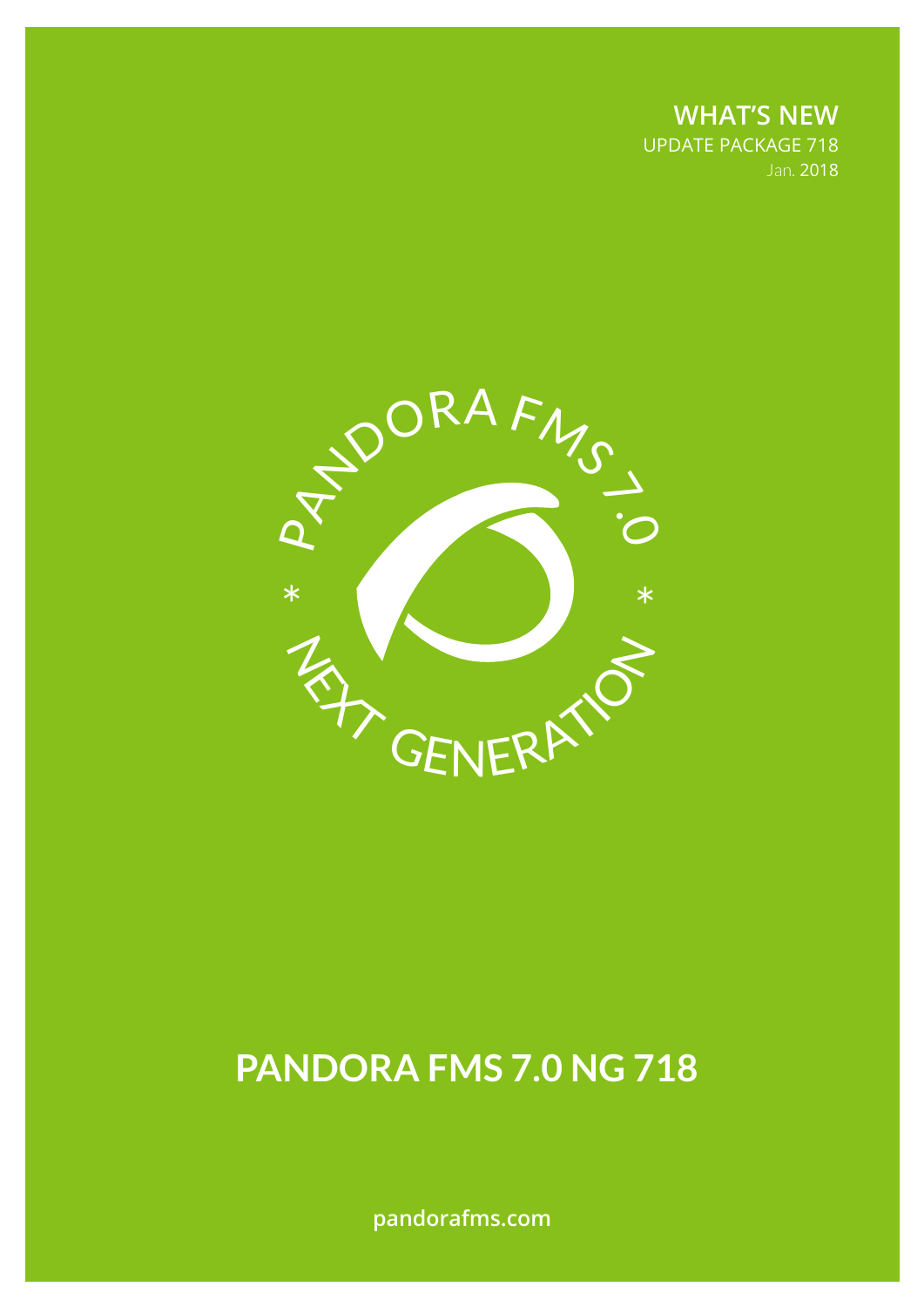**WHAT'S NEW**

UPDATE PACKAGE 718

Jan. 2018

PANDORA FMS 7.0

* NEXT GENERATION *

# PANDORA FMS 7.0 NG 718

pandorafms.com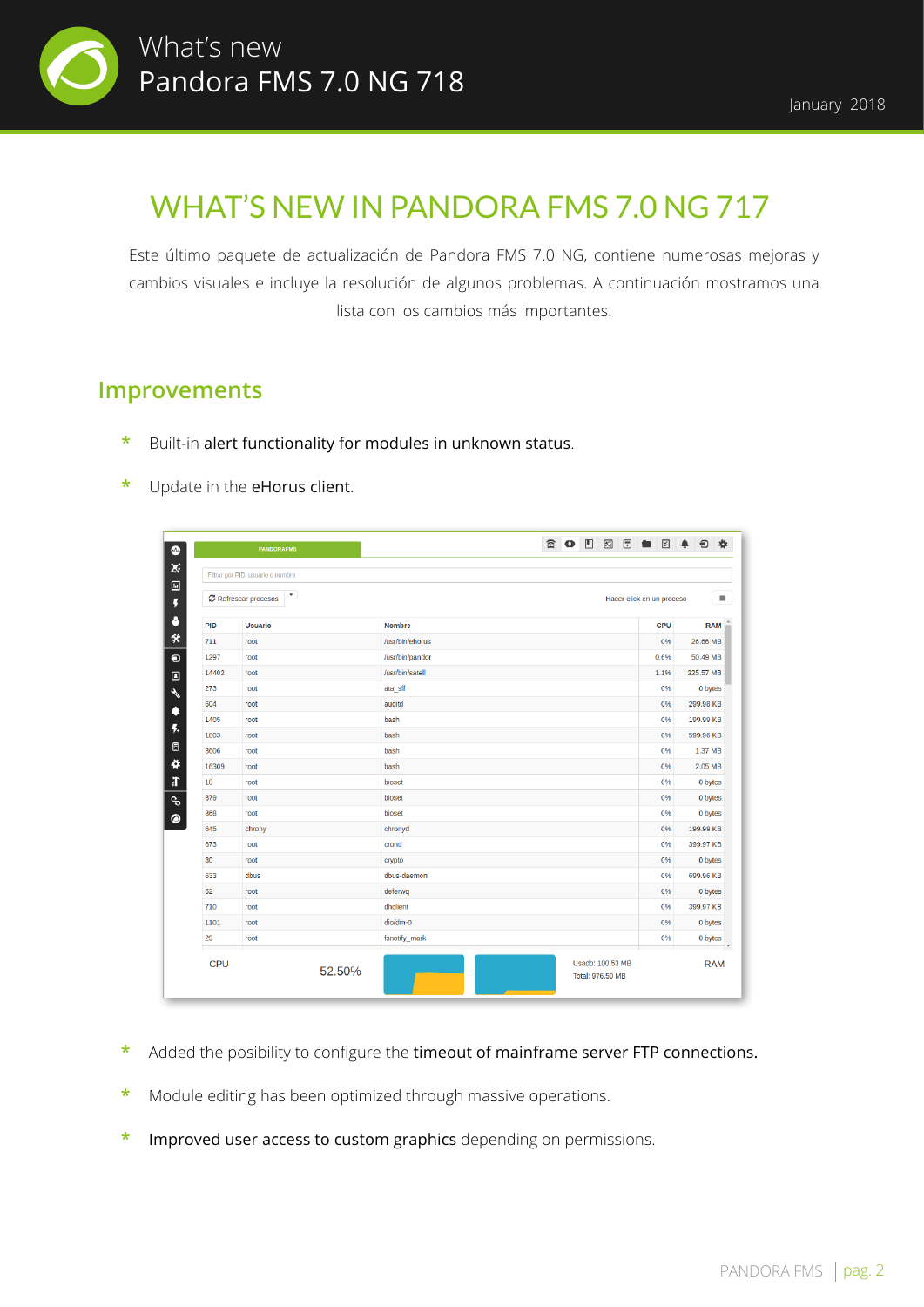# WHAT'S NEW IN PANDORA FMS 7.0 NG 717

Este último paquete de actualización de Pandora FMS 7.0 NG, contiene numerosas mejoras y cambios visuales e incluye la resolución de algunos problemas. A continuación mostramos una lista con los cambios más importantes.

## Improvements

* Built-in **alert functionality for modules in unknown status**.
* Update in the **eHorus client**.
* Added the posibility to configure the **timeout of mainframe server FTP connections.**
* Module editing has been optimized through massive operations.
* **Improved user access to custom graphics** depending on permissions.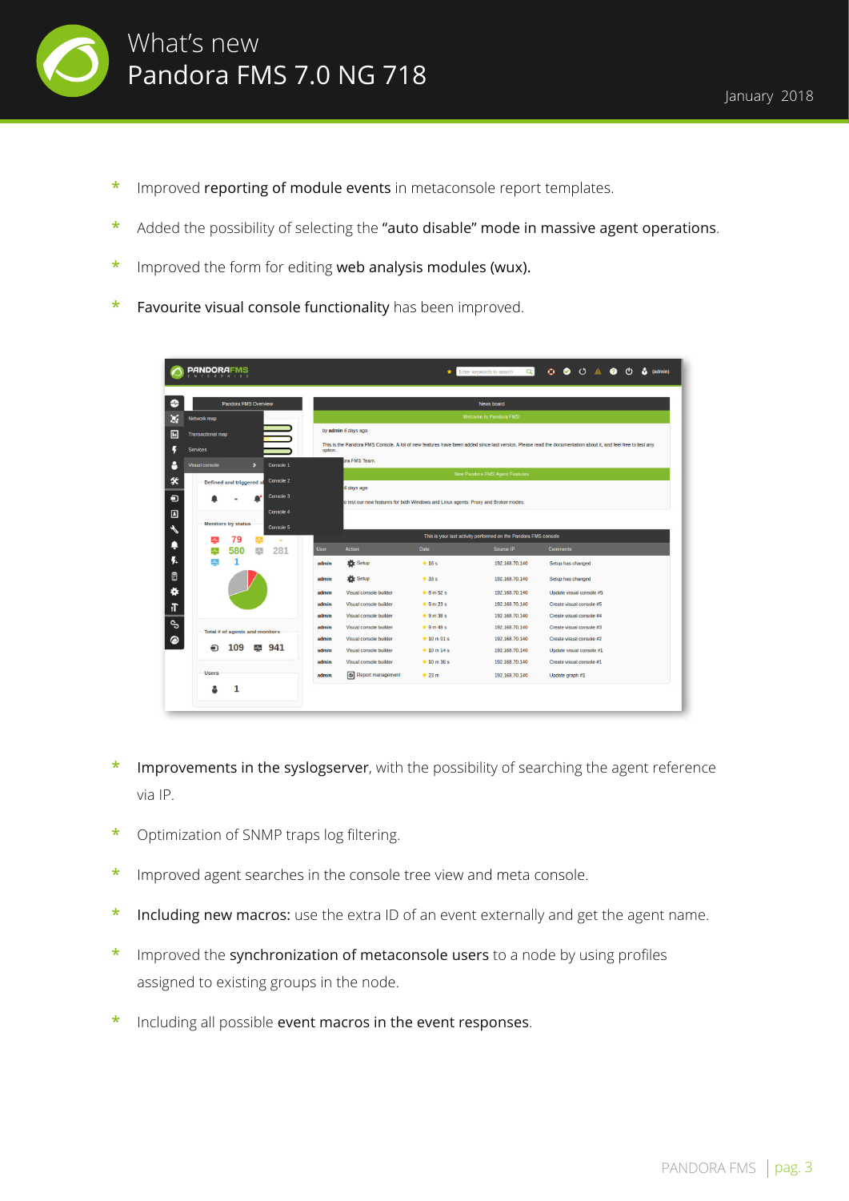* Improved **reporting of module events** in metaconsole report templates.
* Added the possibility of selecting the **"auto disable" mode in massive agent operations**.
* Improved the form for editing **web analysis modules (wux).**
* **Favourite visual console functionality** has been improved.

* **Improvements in the syslogserver**, with the possibility of searching the agent reference via IP.
* Optimization of SNMP traps log filtering.
* Improved agent searches in the console tree view and meta console.
* **Including new macros:** use the extra ID of an event externally and get the agent name.
* Improved the **synchronization of metaconsole users** to a node by using profiles assigned to existing groups in the node.
* Including all possible **event macros in the event responses**.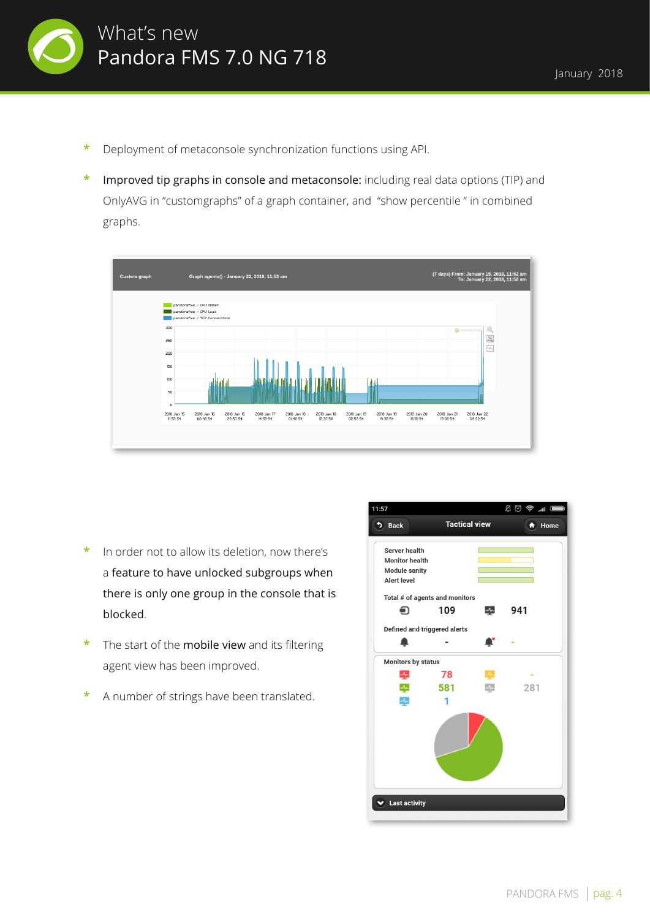* Deployment of metaconsole synchronization functions using API.

* **Improved tip graphs in console and metaconsole:** including real data options (TIP) and OnlyAVG in "customgraphs" of a graph container, and "show percentile " in combined graphs.

* In order not to allow its deletion, now there's a **feature to have unlocked subgroups when there is only one group in the console that is blocked**.

* The start of the **mobile view** and its filtering agent view has been improved.

* A number of strings have been translated.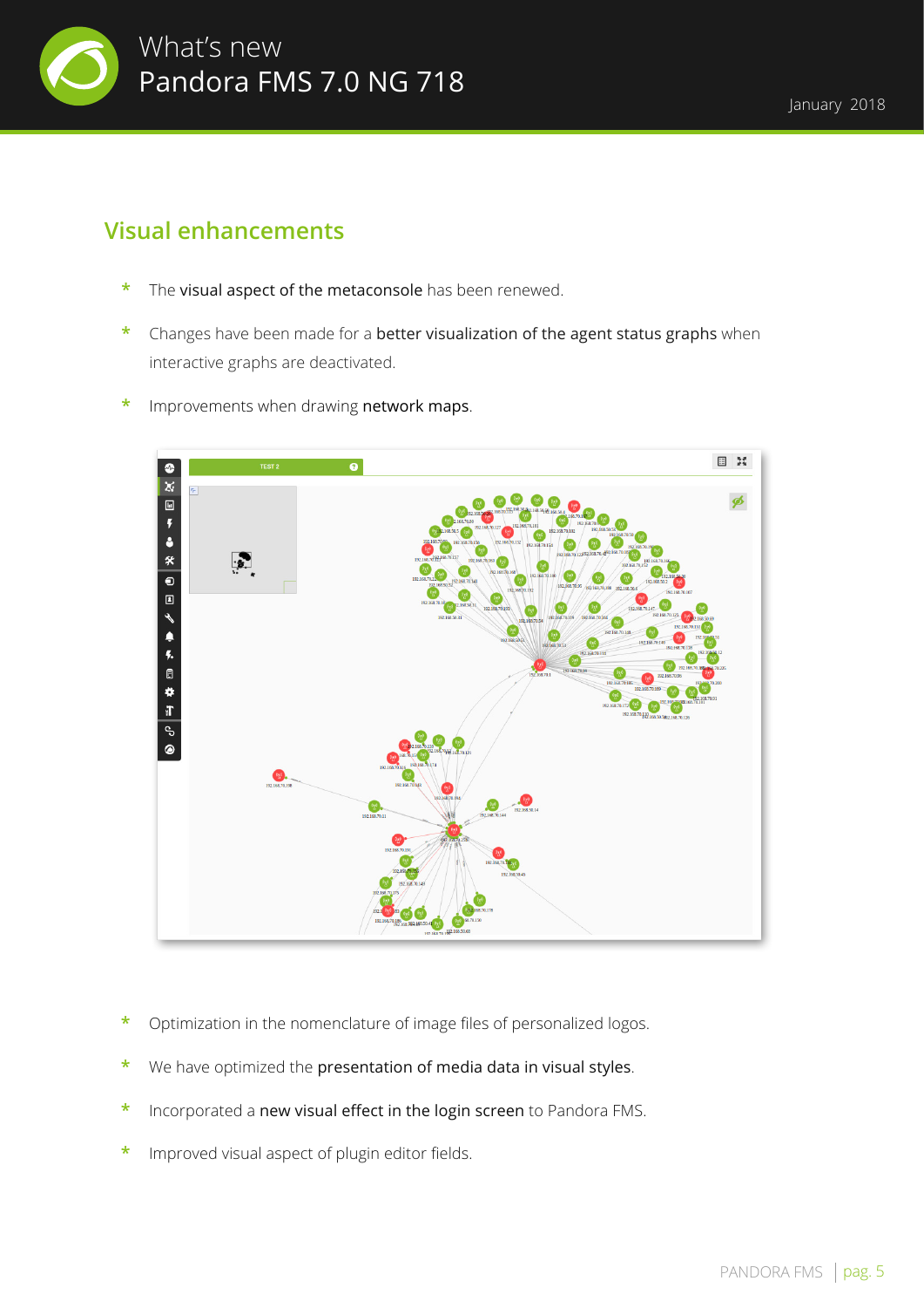## Visual enhancements

* The **visual aspect of the metaconsole** has been renewed.
* Changes have been made for a **better visualization of the agent status graphs** when interactive graphs are deactivated.
* Improvements when drawing **network maps**.
* Optimization in the nomenclature of image files of personalized logos.
* We have optimized the **presentation of media data in visual styles**.
* Incorporated a **new visual effect in the login screen** to Pandora FMS.
* Improved visual aspect of plugin editor fields.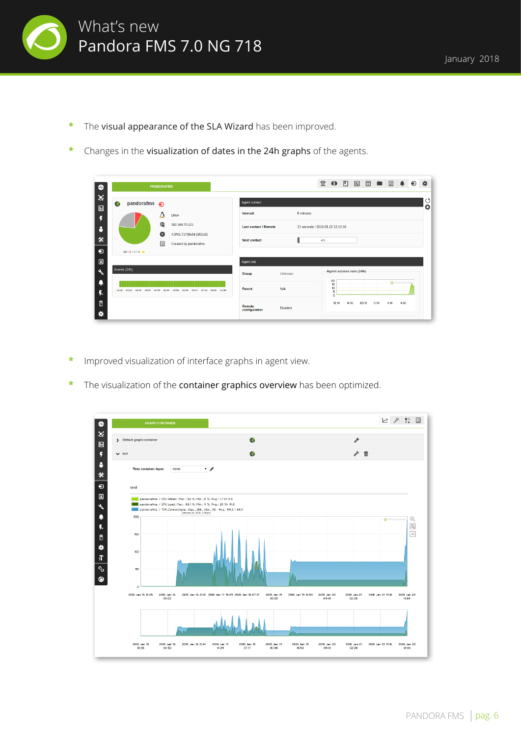* The **visual appearance of the SLA Wizard** has been improved.

* Changes in the **visualization of dates in the 24h graphs** of the agents.

* Improved visualization of interface graphs in agent view.

* The visualization of the **container graphics overview** has been optimized.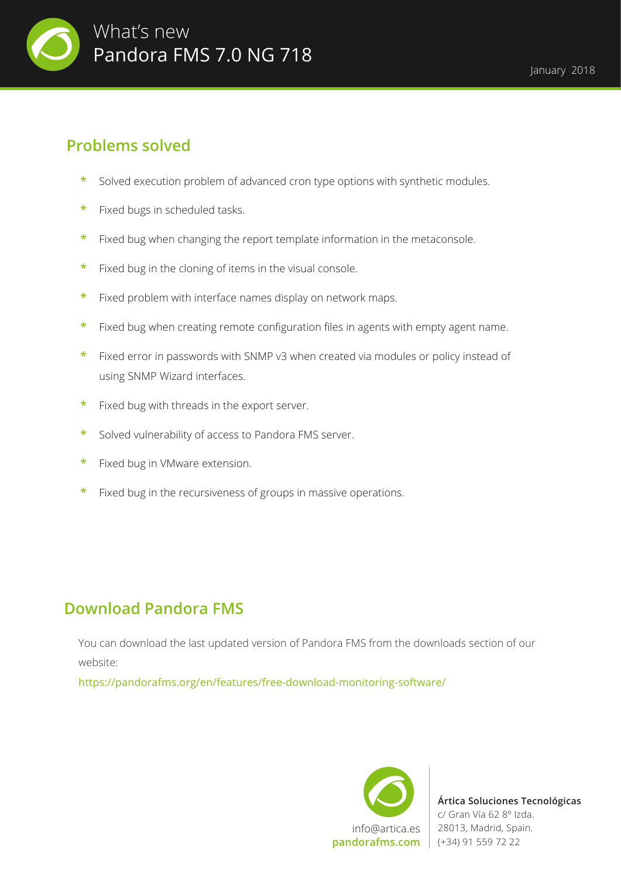## Problems solved

- Solved execution problem of advanced cron type options with synthetic modules.
- Fixed bugs in scheduled tasks.
- Fixed bug when changing the report template information in the metaconsole.
- Fixed bug in the cloning of items in the visual console.
- Fixed problem with interface names display on network maps.
- Fixed bug when creating remote configuration files in agents with empty agent name.
- Fixed error in passwords with SNMP v3 when created via modules or policy instead of using SNMP Wizard interfaces.
- Fixed bug with threads in the export server.
- Solved vulnerability of access to Pandora FMS server.
- Fixed bug in VMware extension.
- Fixed bug in the recursiveness of groups in massive operations.

## Download Pandora FMS

You can download the last updated version of Pandora FMS from the downloads section of our website:

https://pandorafms.org/en/features/free-download-monitoring-software/

info@artica.es
**pandorafms.com**

**Ártica Soluciones Tecnológicas**
c/ Gran Vía 62 8º Izda.
28013, Madrid, Spain.
(+34) 91 559 72 22